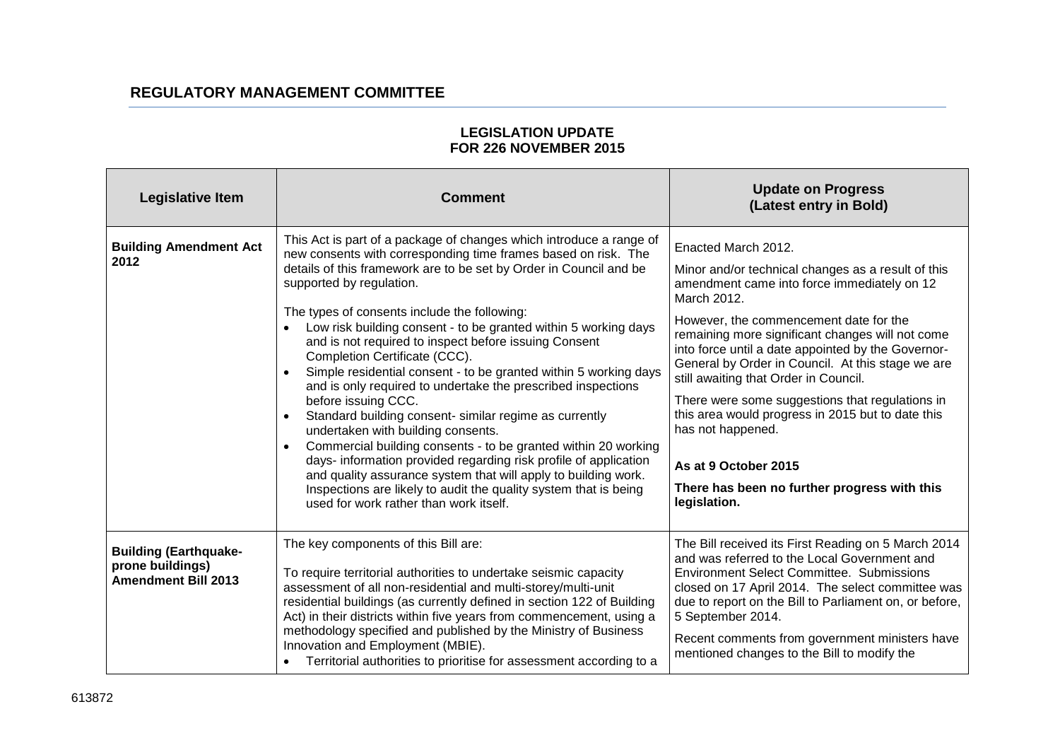## REGULATORY MANAGEMENT COMMITTEE

**LEGISLATION UPDATE**
**FOR 226 NOVEMBER 2015**

| Legislative Item | Comment | Update on Progress (Latest entry in Bold) |
|---|---|---|
| **Building Amendment Act 2012** | This Act is part of a package of changes which introduce a range of new consents with corresponding time frames based on risk. The details of this framework are to be set by Order in Council and be supported by regulation.<br><br>The types of consents include the following:<br>• Low risk building consent - to be granted within 5 working days and is not required to inspect before issuing Consent Completion Certificate (CCC).<br>• Simple residential consent - to be granted within 5 working days and is only required to undertake the prescribed inspections before issuing CCC.<br>• Standard building consent- similar regime as currently undertaken with building consents.<br>• Commercial building consents - to be granted within 20 working days- information provided regarding risk profile of application and quality assurance system that will apply to building work. Inspections are likely to audit the quality system that is being used for work rather than work itself. | Enacted March 2012.<br><br>Minor and/or technical changes as a result of this amendment came into force immediately on 12 March 2012.<br><br>However, the commencement date for the remaining more significant changes will not come into force until a date appointed by the Governor-General by Order in Council. At this stage we are still awaiting that Order in Council.<br><br>There were some suggestions that regulations in this area would progress in 2015 but to date this has not happened.<br><br>**As at 9 October 2015**<br><br>**There has been no further progress with this legislation.** |
| **Building (Earthquake-prone buildings) Amendment Bill 2013** | The key components of this Bill are:<br><br>To require territorial authorities to undertake seismic capacity assessment of all non-residential and multi-storey/multi-unit residential buildings (as currently defined in section 122 of Building Act) in their districts within five years from commencement, using a methodology specified and published by the Ministry of Business Innovation and Employment (MBIE).<br>• Territorial authorities to prioritise for assessment according to a | The Bill received its First Reading on 5 March 2014 and was referred to the Local Government and Environment Select Committee. Submissions closed on 17 April 2014. The select committee was due to report on the Bill to Parliament on, or before, 5 September 2014.<br><br>Recent comments from government ministers have mentioned changes to the Bill to modify the |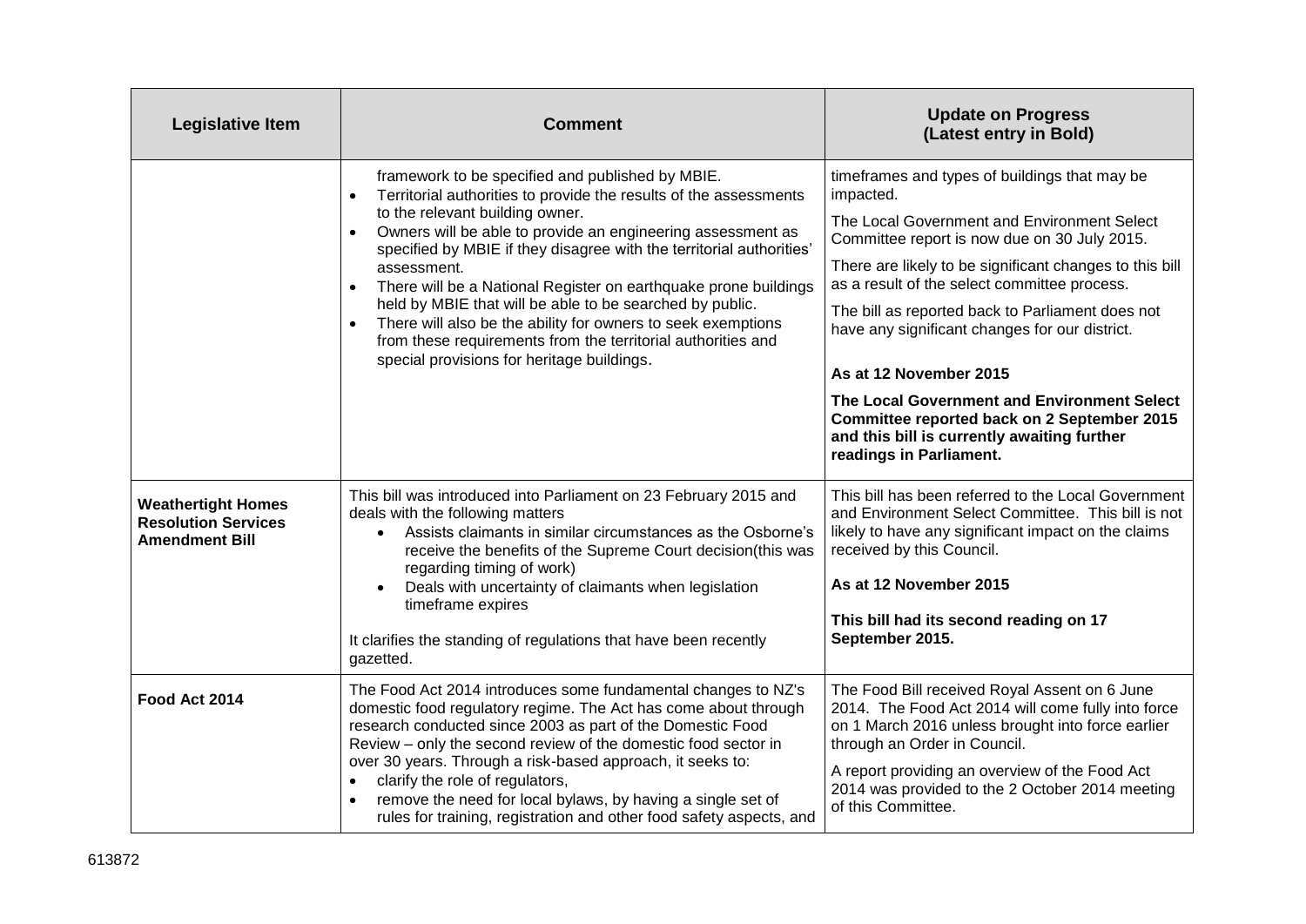| Legislative Item | Comment | Update on Progress (Latest entry in Bold) |
|---|---|---|
| | framework to be specified and published by MBIE.<br>• Territorial authorities to provide the results of the assessments to the relevant building owner.<br>• Owners will be able to provide an engineering assessment as specified by MBIE if they disagree with the territorial authorities' assessment.<br>• There will be a National Register on earthquake prone buildings held by MBIE that will be able to be searched by public.<br>• There will also be the ability for owners to seek exemptions from these requirements from the territorial authorities and special provisions for heritage buildings. | timeframes and types of buildings that may be impacted.<br><br>The Local Government and Environment Select Committee report is now due on 30 July 2015.<br><br>There are likely to be significant changes to this bill as a result of the select committee process.<br><br>The bill as reported back to Parliament does not have any significant changes for our district.<br><br>**As at 12 November 2015**<br><br>**The Local Government and Environment Select Committee reported back on 2 September 2015 and this bill is currently awaiting further readings in Parliament.** |
| **Weathertight Homes Resolution Services Amendment Bill** | This bill was introduced into Parliament on 23 February 2015 and deals with the following matters<br>• Assists claimants in similar circumstances as the Osborne's receive the benefits of the Supreme Court decision(this was regarding timing of work)<br>• Deals with uncertainty of claimants when legislation timeframe expires<br><br>It clarifies the standing of regulations that have been recently gazetted. | This bill has been referred to the Local Government and Environment Select Committee. This bill is not likely to have any significant impact on the claims received by this Council.<br><br>**As at 12 November 2015**<br><br>**This bill had its second reading on 17 September 2015.** |
| **Food Act 2014** | The Food Act 2014 introduces some fundamental changes to NZ's domestic food regulatory regime. The Act has come about through research conducted since 2003 as part of the Domestic Food Review – only the second review of the domestic food sector in over 30 years. Through a risk-based approach, it seeks to:<br>• clarify the role of regulators,<br>• remove the need for local bylaws, by having a single set of rules for training, registration and other food safety aspects, and | The Food Bill received Royal Assent on 6 June 2014. The Food Act 2014 will come fully into force on 1 March 2016 unless brought into force earlier through an Order in Council.<br><br>A report providing an overview of the Food Act 2014 was provided to the 2 October 2014 meeting of this Committee. |

613872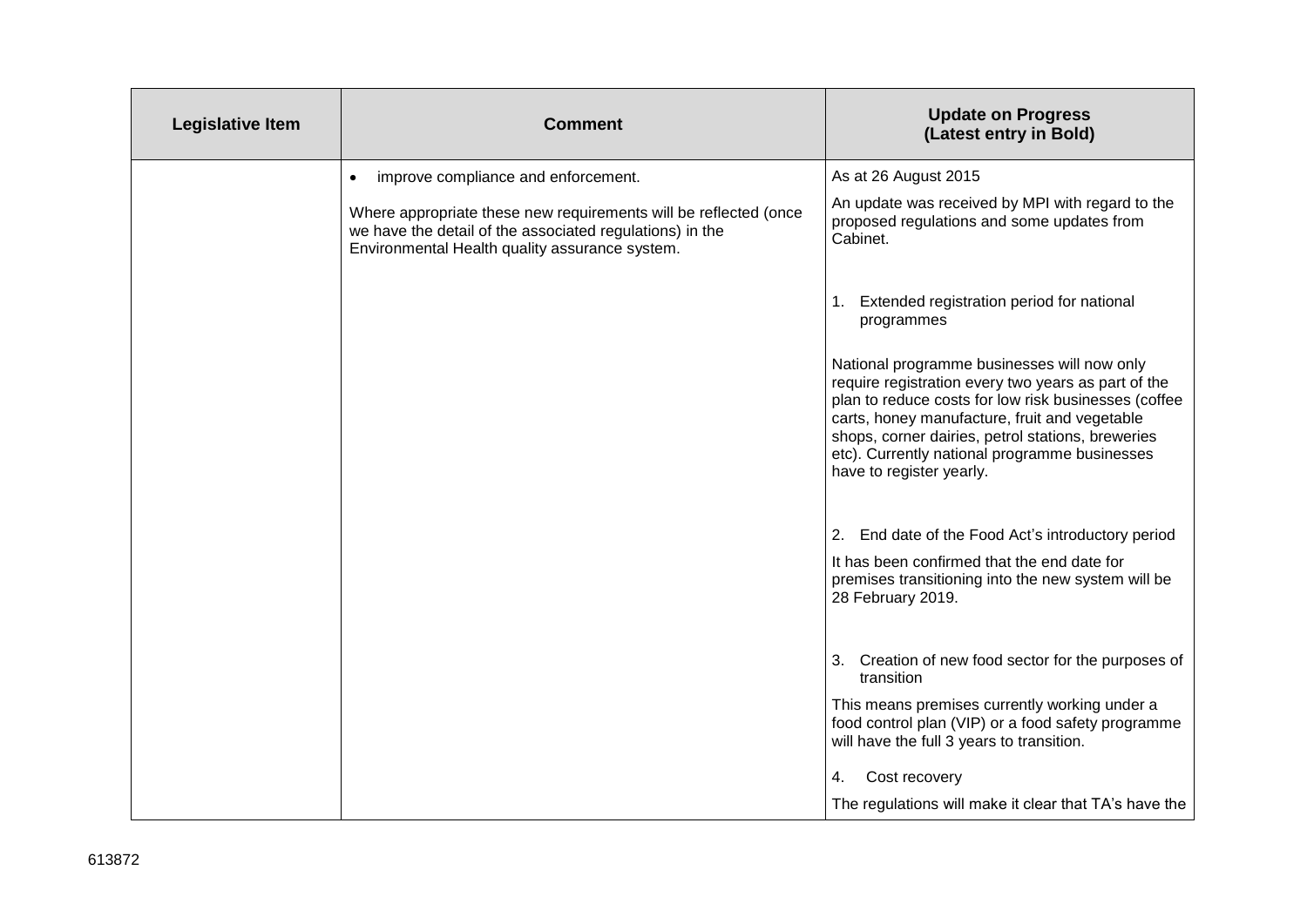| Legislative Item | Comment | Update on Progress (Latest entry in Bold) |
|---|---|---|
| | • improve compliance and enforcement.<br><br>Where appropriate these new requirements will be reflected (once we have the detail of the associated regulations) in the Environmental Health quality assurance system. | As at 26 August 2015<br><br>An update was received by MPI with regard to the proposed regulations and some updates from Cabinet.<br><br>1. Extended registration period for national programmes<br><br>National programme businesses will now only require registration every two years as part of the plan to reduce costs for low risk businesses (coffee carts, honey manufacture, fruit and vegetable shops, corner dairies, petrol stations, breweries etc). Currently national programme businesses have to register yearly.<br><br>2. End date of the Food Act's introductory period<br><br>It has been confirmed that the end date for premises transitioning into the new system will be 28 February 2019.<br><br>3. Creation of new food sector for the purposes of transition<br><br>This means premises currently working under a food control plan (VIP) or a food safety programme will have the full 3 years to transition.<br><br>4. Cost recovery<br><br>The regulations will make it clear that TA's have the |

613872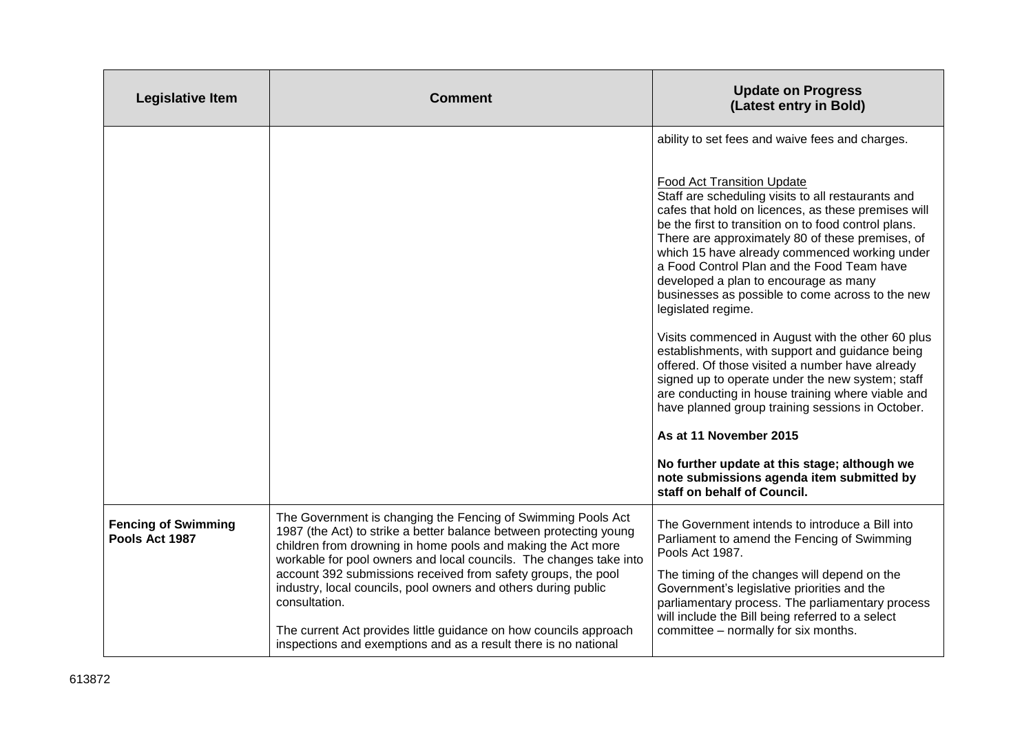| Legislative Item | Comment | Update on Progress (Latest entry in Bold) |
|---|---|---|
| | | ability to set fees and waive fees and charges.<br><br>Food Act Transition Update<br>Staff are scheduling visits to all restaurants and cafes that hold on licences, as these premises will be the first to transition on to food control plans. There are approximately 80 of these premises, of which 15 have already commenced working under a Food Control Plan and the Food Team have developed a plan to encourage as many businesses as possible to come across to the new legislated regime.<br><br>Visits commenced in August with the other 60 plus establishments, with support and guidance being offered. Of those visited a number have already signed up to operate under the new system; staff are conducting in house training where viable and have planned group training sessions in October.<br><br>**As at 11 November 2015**<br><br>**No further update at this stage; although we note submissions agenda item submitted by staff on behalf of Council.** |
| **Fencing of Swimming Pools Act 1987** | The Government is changing the Fencing of Swimming Pools Act 1987 (the Act) to strike a better balance between protecting young children from drowning in home pools and making the Act more workable for pool owners and local councils. The changes take into account 392 submissions received from safety groups, the pool industry, local councils, pool owners and others during public consultation.<br><br>The current Act provides little guidance on how councils approach inspections and exemptions and as a result there is no national | The Government intends to introduce a Bill into Parliament to amend the Fencing of Swimming Pools Act 1987.<br><br>The timing of the changes will depend on the Government's legislative priorities and the parliamentary process. The parliamentary process will include the Bill being referred to a select committee – normally for six months. |

613872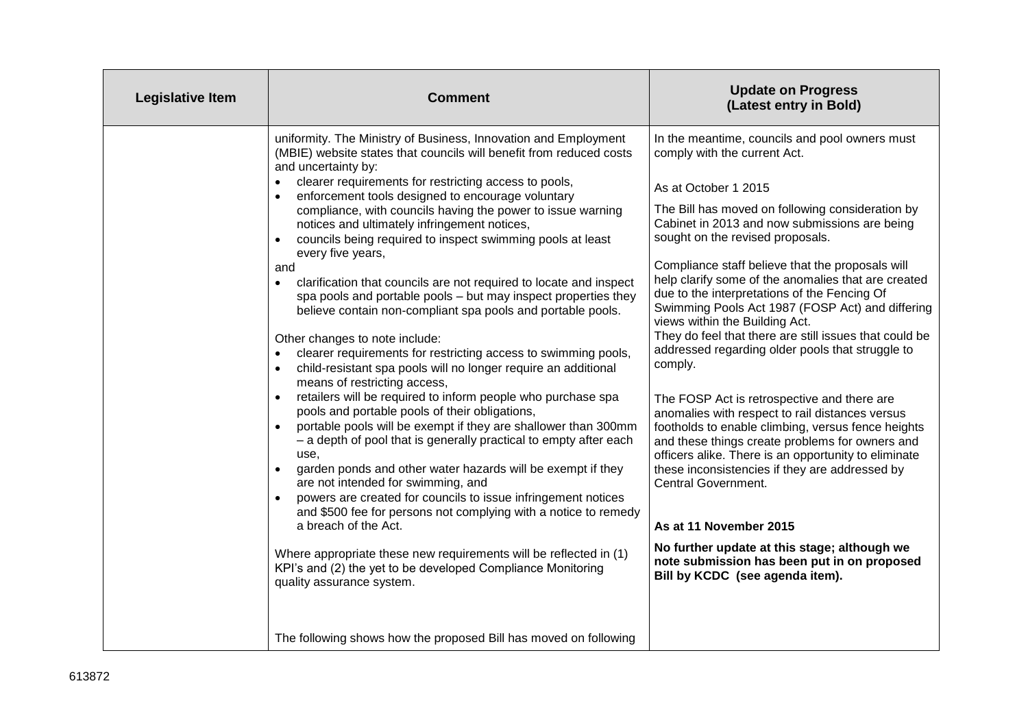| Legislative Item | Comment | Update on Progress (Latest entry in Bold) |
|---|---|---|
| | uniformity. The Ministry of Business, Innovation and Employment (MBIE) website states that councils will benefit from reduced costs and uncertainty by:<br>• clearer requirements for restricting access to pools,<br>• enforcement tools designed to encourage voluntary compliance, with councils having the power to issue warning notices and ultimately infringement notices,<br>• councils being required to inspect swimming pools at least every five years,<br>and<br>• clarification that councils are not required to locate and inspect spa pools and portable pools – but may inspect properties they believe contain non-compliant spa pools and portable pools.<br><br>Other changes to note include:<br>• clearer requirements for restricting access to swimming pools,<br>• child-resistant spa pools will no longer require an additional means of restricting access,<br>• retailers will be required to inform people who purchase spa pools and portable pools of their obligations,<br>• portable pools will be exempt if they are shallower than 300mm – a depth of pool that is generally practical to empty after each use,<br>• garden ponds and other water hazards will be exempt if they are not intended for swimming, and<br>• powers are created for councils to issue infringement notices and $500 fee for persons not complying with a notice to remedy a breach of the Act.<br><br>Where appropriate these new requirements will be reflected in (1) KPI's and (2) the yet to be developed Compliance Monitoring quality assurance system.<br><br>The following shows how the proposed Bill has moved on following | In the meantime, councils and pool owners must comply with the current Act.<br><br>As at October 1 2015<br><br>The Bill has moved on following consideration by Cabinet in 2013 and now submissions are being sought on the revised proposals.<br><br>Compliance staff believe that the proposals will help clarify some of the anomalies that are created due to the interpretations of the Fencing Of Swimming Pools Act 1987 (FOSP Act) and differing views within the Building Act.<br>They do feel that there are still issues that could be addressed regarding older pools that struggle to comply.<br><br>The FOSP Act is retrospective and there are anomalies with respect to rail distances versus footholds to enable climbing, versus fence heights and these things create problems for owners and officers alike. There is an opportunity to eliminate these inconsistencies if they are addressed by Central Government.<br><br>**As at 11 November 2015**<br><br>**No further update at this stage; although we note submission has been put in on proposed Bill by KCDC (see agenda item).** |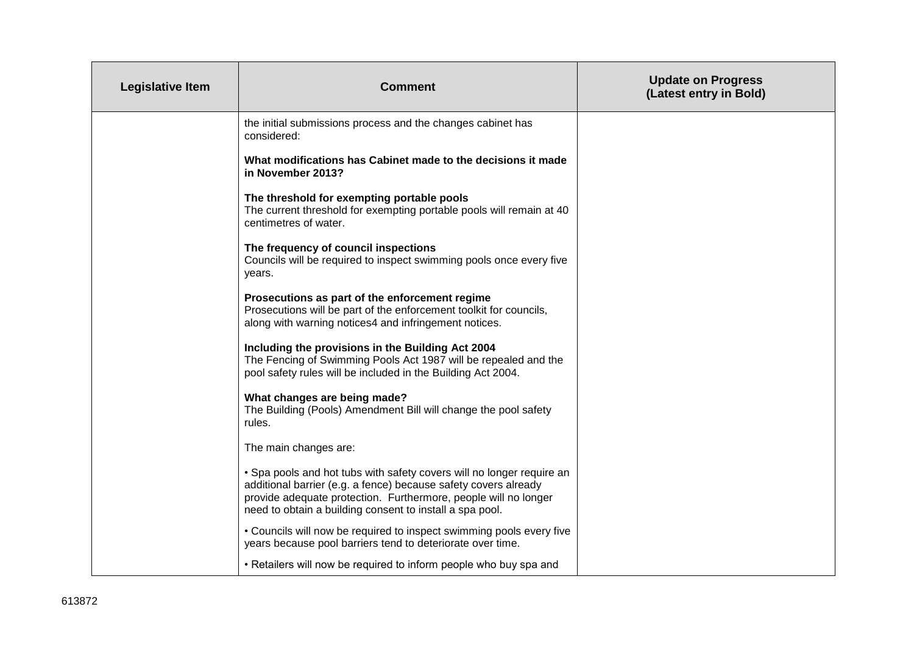| Legislative Item | Comment | Update on Progress (Latest entry in Bold) |
|---|---|---|
| | the initial submissions process and the changes cabinet has considered:<br><br>**What modifications has Cabinet made to the decisions it made in November 2013?**<br><br>**The threshold for exempting portable pools**<br>The current threshold for exempting portable pools will remain at 40 centimetres of water.<br><br>**The frequency of council inspections**<br>Councils will be required to inspect swimming pools once every five years.<br><br>**Prosecutions as part of the enforcement regime**<br>Prosecutions will be part of the enforcement toolkit for councils, along with warning notices4 and infringement notices.<br><br>**Including the provisions in the Building Act 2004**<br>The Fencing of Swimming Pools Act 1987 will be repealed and the pool safety rules will be included in the Building Act 2004.<br><br>**What changes are being made?**<br>The Building (Pools) Amendment Bill will change the pool safety rules.<br><br>The main changes are:<br><br>• Spa pools and hot tubs with safety covers will no longer require an additional barrier (e.g. a fence) because safety covers already provide adequate protection. Furthermore, people will no longer need to obtain a building consent to install a spa pool.<br><br>• Councils will now be required to inspect swimming pools every five years because pool barriers tend to deteriorate over time.<br><br>• Retailers will now be required to inform people who buy spa and | |

613872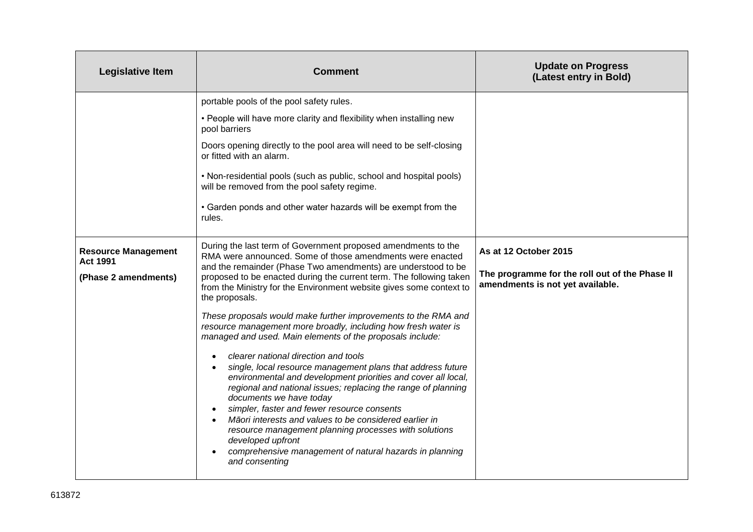| Legislative Item | Comment | Update on Progress (Latest entry in Bold) |
|---|---|---|
| | portable pools of the pool safety rules.<br><br>• People will have more clarity and flexibility when installing new pool barriers<br><br>Doors opening directly to the pool area will need to be self-closing or fitted with an alarm.<br><br>• Non-residential pools (such as public, school and hospital pools) will be removed from the pool safety regime.<br><br>• Garden ponds and other water hazards will be exempt from the rules. | |
| **Resource Management Act 1991**<br><br>**(Phase 2 amendments)** | During the last term of Government proposed amendments to the RMA were announced. Some of those amendments were enacted and the remainder (Phase Two amendments) are understood to be proposed to be enacted during the current term. The following taken from the Ministry for the Environment website gives some context to the proposals.<br><br>*These proposals would make further improvements to the RMA and resource management more broadly, including how fresh water is managed and used. Main elements of the proposals include:*<br><br>• *clearer national direction and tools*<br>• *single, local resource management plans that address future environmental and development priorities and cover all local, regional and national issues; replacing the range of planning documents we have today*<br>• *simpler, faster and fewer resource consents*<br>• *Māori interests and values to be considered earlier in resource management planning processes with solutions developed upfront*<br>• *comprehensive management of natural hazards in planning and consenting* | **As at 12 October 2015**<br><br>**The programme for the roll out of the Phase II amendments is not yet available.** |

613872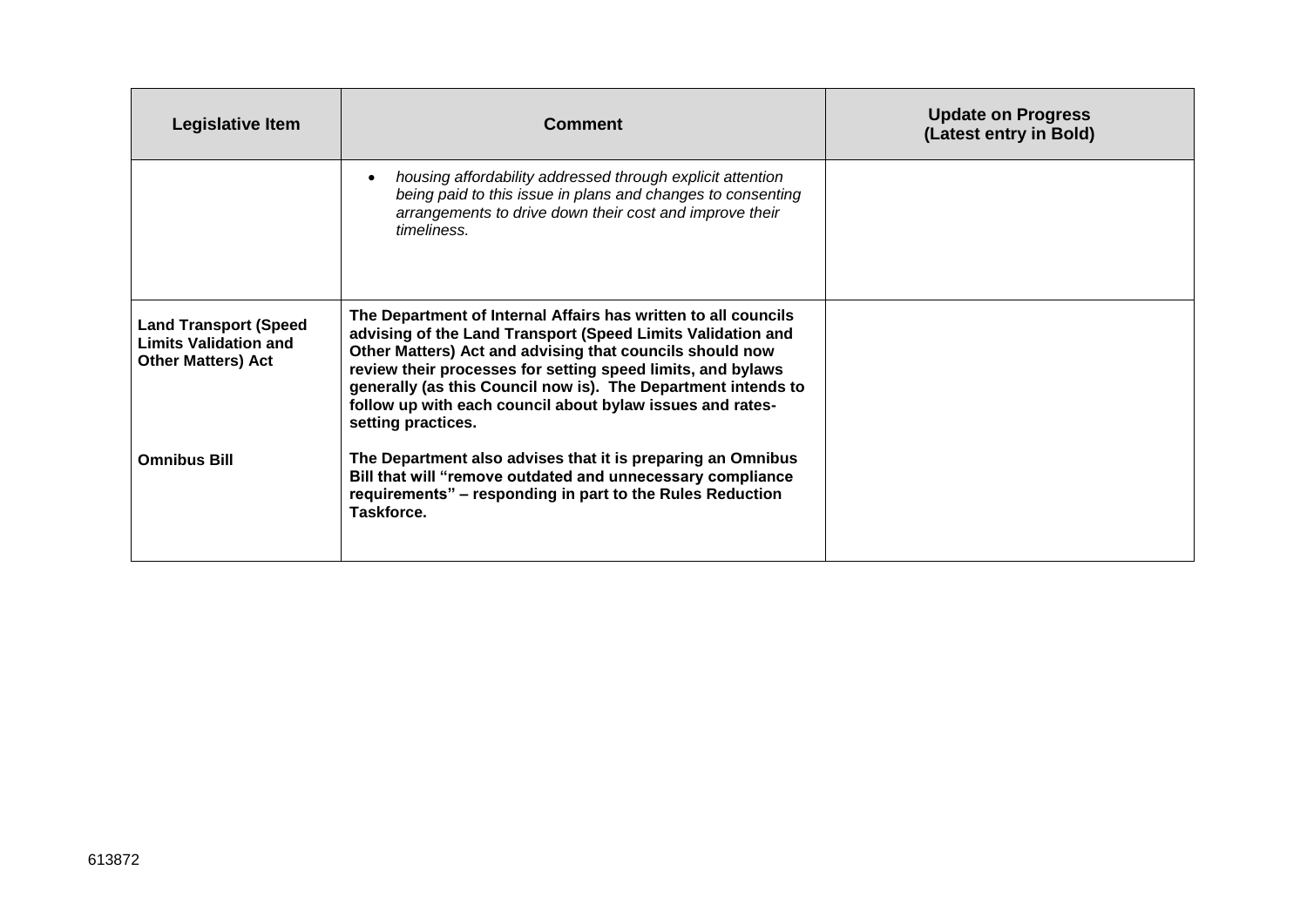| Legislative Item | Comment | Update on Progress (Latest entry in Bold) |
|---|---|---|
| | • *housing affordability addressed through explicit attention being paid to this issue in plans and changes to consenting arrangements to drive down their cost and improve their timeliness.* | |
| **Land Transport (Speed Limits Validation and Other Matters) Act**<br><br>**Omnibus Bill** | **The Department of Internal Affairs has written to all councils advising of the Land Transport (Speed Limits Validation and Other Matters) Act and advising that councils should now review their processes for setting speed limits, and bylaws generally (as this Council now is). The Department intends to follow up with each council about bylaw issues and rates-setting practices.**<br><br>**The Department also advises that it is preparing an Omnibus Bill that will "remove outdated and unnecessary compliance requirements" – responding in part to the Rules Reduction Taskforce.** | |

613872